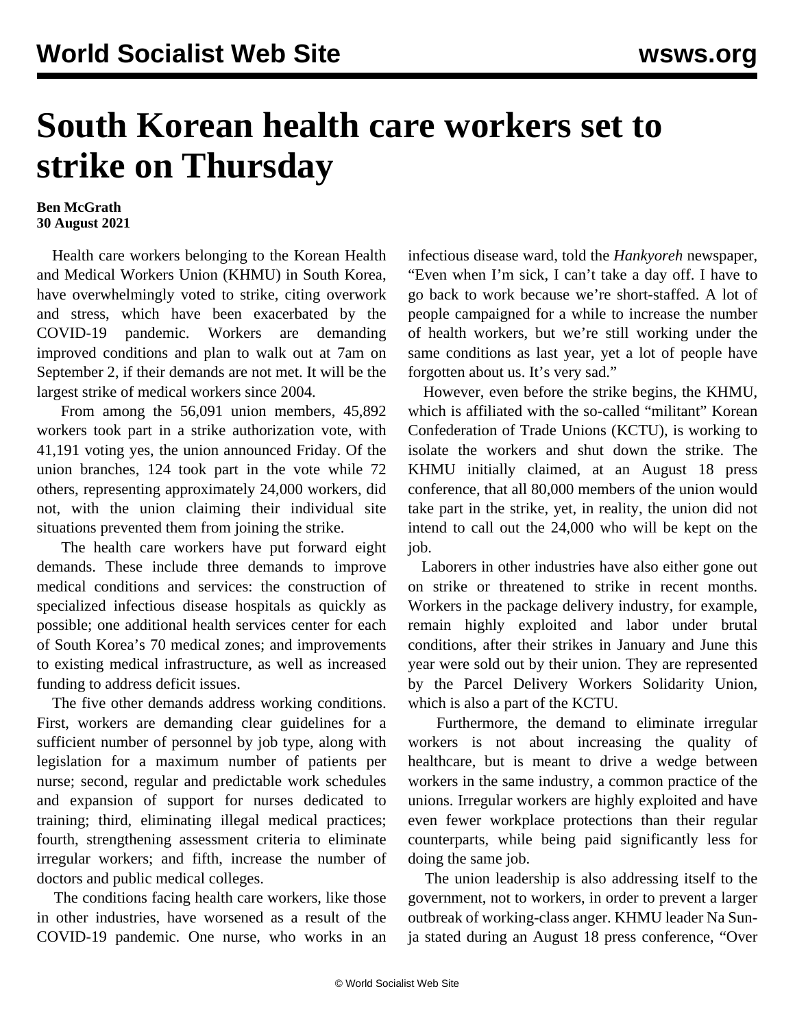# South Korean health care workers set to strike on Thursday

**Ben McGrath**
**30 August 2021**

Health care workers belonging to the Korean Health and Medical Workers Union (KHMU) in South Korea, have overwhelmingly voted to strike, citing overwork and stress, which have been exacerbated by the COVID-19 pandemic. Workers are demanding improved conditions and plan to walk out at 7am on September 2, if their demands are not met. It will be the largest strike of medical workers since 2004.

From among the 56,091 union members, 45,892 workers took part in a strike authorization vote, with 41,191 voting yes, the union announced Friday. Of the union branches, 124 took part in the vote while 72 others, representing approximately 24,000 workers, did not, with the union claiming their individual site situations prevented them from joining the strike.

The health care workers have put forward eight demands. These include three demands to improve medical conditions and services: the construction of specialized infectious disease hospitals as quickly as possible; one additional health services center for each of South Korea's 70 medical zones; and improvements to existing medical infrastructure, as well as increased funding to address deficit issues.

The five other demands address working conditions. First, workers are demanding clear guidelines for a sufficient number of personnel by job type, along with legislation for a maximum number of patients per nurse; second, regular and predictable work schedules and expansion of support for nurses dedicated to training; third, eliminating illegal medical practices; fourth, strengthening assessment criteria to eliminate irregular workers; and fifth, increase the number of doctors and public medical colleges.

The conditions facing health care workers, like those in other industries, have worsened as a result of the COVID-19 pandemic. One nurse, who works in an infectious disease ward, told the *Hankyoreh* newspaper, "Even when I'm sick, I can't take a day off. I have to go back to work because we're short-staffed. A lot of people campaigned for a while to increase the number of health workers, but we're still working under the same conditions as last year, yet a lot of people have forgotten about us. It's very sad."

However, even before the strike begins, the KHMU, which is affiliated with the so-called "militant" Korean Confederation of Trade Unions (KCTU), is working to isolate the workers and shut down the strike. The KHMU initially claimed, at an August 18 press conference, that all 80,000 members of the union would take part in the strike, yet, in reality, the union did not intend to call out the 24,000 who will be kept on the job.

Laborers in other industries have also either gone out on strike or threatened to strike in recent months. Workers in the package delivery industry, for example, remain highly exploited and labor under brutal conditions, after their strikes in January and June this year were sold out by their union. They are represented by the Parcel Delivery Workers Solidarity Union, which is also a part of the KCTU.

Furthermore, the demand to eliminate irregular workers is not about increasing the quality of healthcare, but is meant to drive a wedge between workers in the same industry, a common practice of the unions. Irregular workers are highly exploited and have even fewer workplace protections than their regular counterparts, while being paid significantly less for doing the same job.

The union leadership is also addressing itself to the government, not to workers, in order to prevent a larger outbreak of working-class anger. KHMU leader Na Sun-ja stated during an August 18 press conference, "Over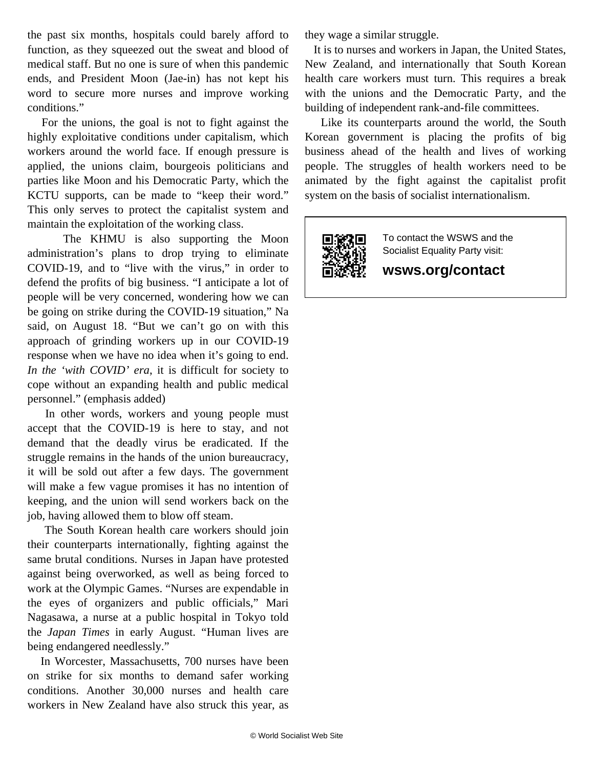the past six months, hospitals could barely afford to function, as they squeezed out the sweat and blood of medical staff. But no one is sure of when this pandemic ends, and President Moon (Jae-in) has not kept his word to secure more nurses and improve working conditions."

For the unions, the goal is not to fight against the highly exploitative conditions under capitalism, which workers around the world face. If enough pressure is applied, the unions claim, bourgeois politicians and parties like Moon and his Democratic Party, which the KCTU supports, can be made to "keep their word." This only serves to protect the capitalist system and maintain the exploitation of the working class.

The KHMU is also supporting the Moon administration's plans to drop trying to eliminate COVID-19, and to "live with the virus," in order to defend the profits of big business. "I anticipate a lot of people will be very concerned, wondering how we can be going on strike during the COVID-19 situation," Na said, on August 18. "But we can't go on with this approach of grinding workers up in our COVID-19 response when we have no idea when it's going to end. *In the 'with COVID' era*, it is difficult for society to cope without an expanding health and public medical personnel." (emphasis added)

In other words, workers and young people must accept that the COVID-19 is here to stay, and not demand that the deadly virus be eradicated. If the struggle remains in the hands of the union bureaucracy, it will be sold out after a few days. The government will make a few vague promises it has no intention of keeping, and the union will send workers back on the job, having allowed them to blow off steam.

The South Korean health care workers should join their counterparts internationally, fighting against the same brutal conditions. Nurses in Japan have protested against being overworked, as well as being forced to work at the Olympic Games. "Nurses are expendable in the eyes of organizers and public officials," Mari Nagasawa, a nurse at a public hospital in Tokyo told the *Japan Times* in early August. "Human lives are being endangered needlessly."

In Worcester, Massachusetts, 700 nurses have been on strike for six months to demand safer working conditions. Another 30,000 nurses and health care workers in New Zealand have also struck this year, as they wage a similar struggle.

It is to nurses and workers in Japan, the United States, New Zealand, and internationally that South Korean health care workers must turn. This requires a break with the unions and the Democratic Party, and the building of independent rank-and-file committees.

Like its counterparts around the world, the South Korean government is placing the profits of big business ahead of the health and lives of working people. The struggles of health workers need to be animated by the fight against the capitalist profit system on the basis of socialist internationalism.

To contact the WSWS and the Socialist Equality Party visit:

**wsws.org/contact**